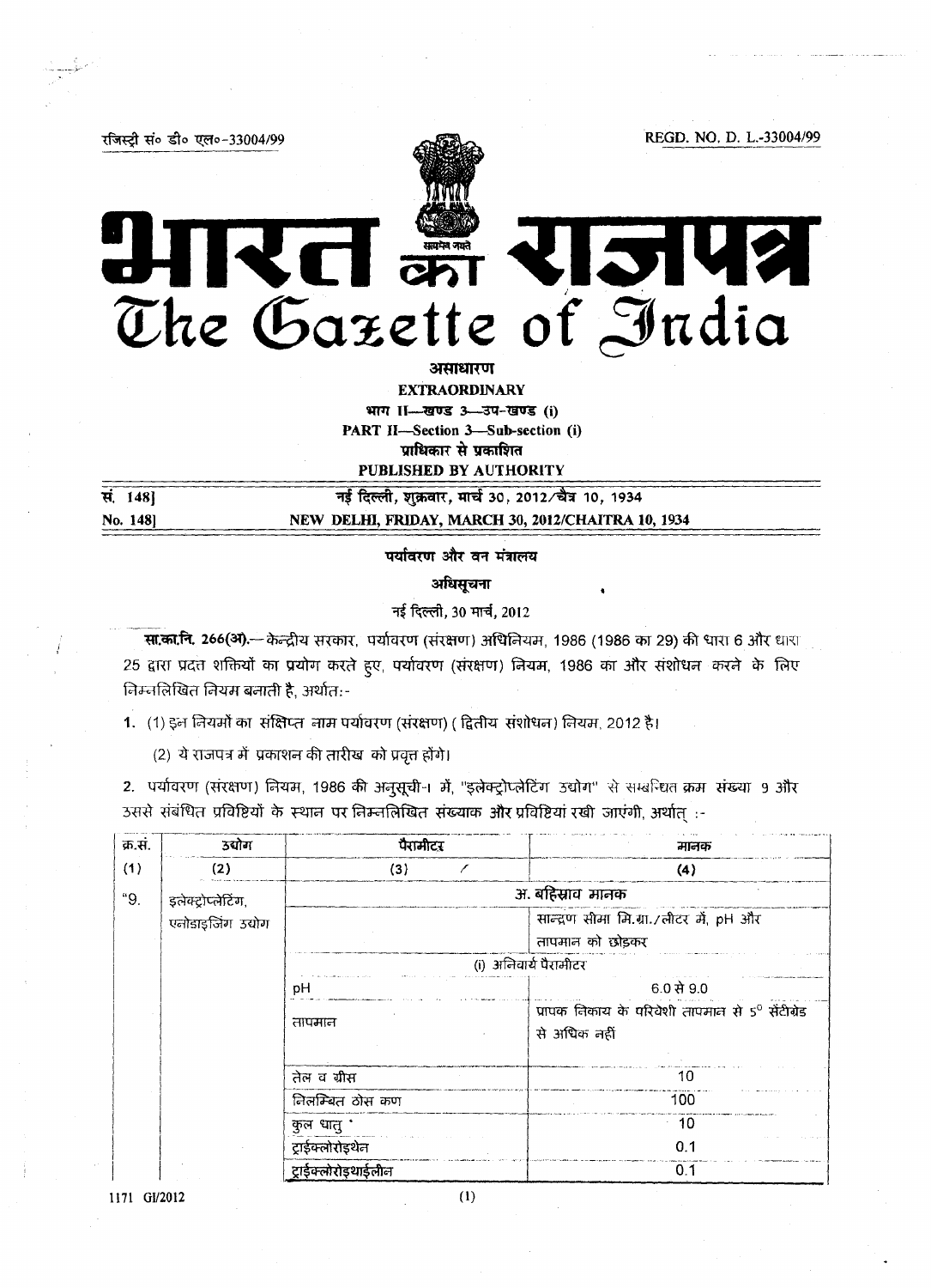रजिस्ट्री सं० डी० एल०-33004/99 REGD. NO. D. L.-33004/99

# भारत का राजपत्र
# The Gazette of India

**असाधारण**

**EXTRAORDINARY**

**भाग II—खण्ड 3—उप-खण्ड (i)**

**PART II—Section 3—Sub-section (i)**

**प्राधिकार से प्रकाशित**

**PUBLISHED BY AUTHORITY**

| | |
|---|---|
| **सं. 148]** | **नई दिल्ली, शुक्रवार, मार्च 30, 2012/चैत्र 10, 1934** |
| **No. 148]** | **NEW DELHI, FRIDAY, MARCH 30, 2012/CHAITRA 10, 1934** |

**पर्यावरण और वन मंत्रालय**

**अधिसूचना**

नई दिल्ली, 30 मार्च, 2012

**सा.का.नि. 266(अ).**—केन्द्रीय सरकार, पर्यावरण (संरक्षण) अधिनियम, 1986 (1986 का 29) की धारा 6 और धारा 25 द्वारा प्रदत्त शक्तियों का प्रयोग करते हुए, पर्यावरण (संरक्षण) नियम, 1986 का और संशोधन करने के लिए निम्नलिखित नियम बनाती है, अर्थात:-

1. (1) इन नियमों का संक्षिप्त नाम पर्यावरण (संरक्षण) ( द्वितीय संशोधन) नियम, 2012 है।

   (2) ये राजपत्र में प्रकाशन की तारीख को प्रवृत्त होंगे।

2. पर्यावरण (संरक्षण) नियम, 1986 की अनुसूची-I में, "इलेक्ट्रोप्लेटिंग उद्योग" से सम्बन्धित क्रम संख्या 9 और उससे संबंधित प्रविष्टियों के स्थान पर निम्नलिखित संख्याक और प्रविष्टियां रखी जाएंगी, अर्थात् :-

| क्र.सं. | उद्योग | पैरामीटर | मानक |
|---|---|---|---|
| (1) | (2) | (3) | (4) |
| "9. | इलेक्ट्रोप्लेटिंग, एनोडाइजिंग उद्योग | अ. बहिस्राव मानक | |
| | | | सान्द्रण सीमा मि.ग्रा./लीटर में, pH और तापमान को छोड़कर |
| | | (i) अनिवार्य पैरामीटर | |
| | | pH | 6.0 से 9.0 |
| | | तापमान | प्रापक निकाय के परिवेशी तापमान से $5^{\circ}$ सेंटीग्रेड से अधिक नहीं |
| | | तेल व ग्रीस | 10 |
| | | निलम्बित ठोस कण | 100 |
| | | कुल धातु * | 10 |
| | | ट्राईक्लोरोइथेन | 0.1 |
| | | ट्राईक्लोरोइथाईलीन | 0.1 |

1171 GI/2012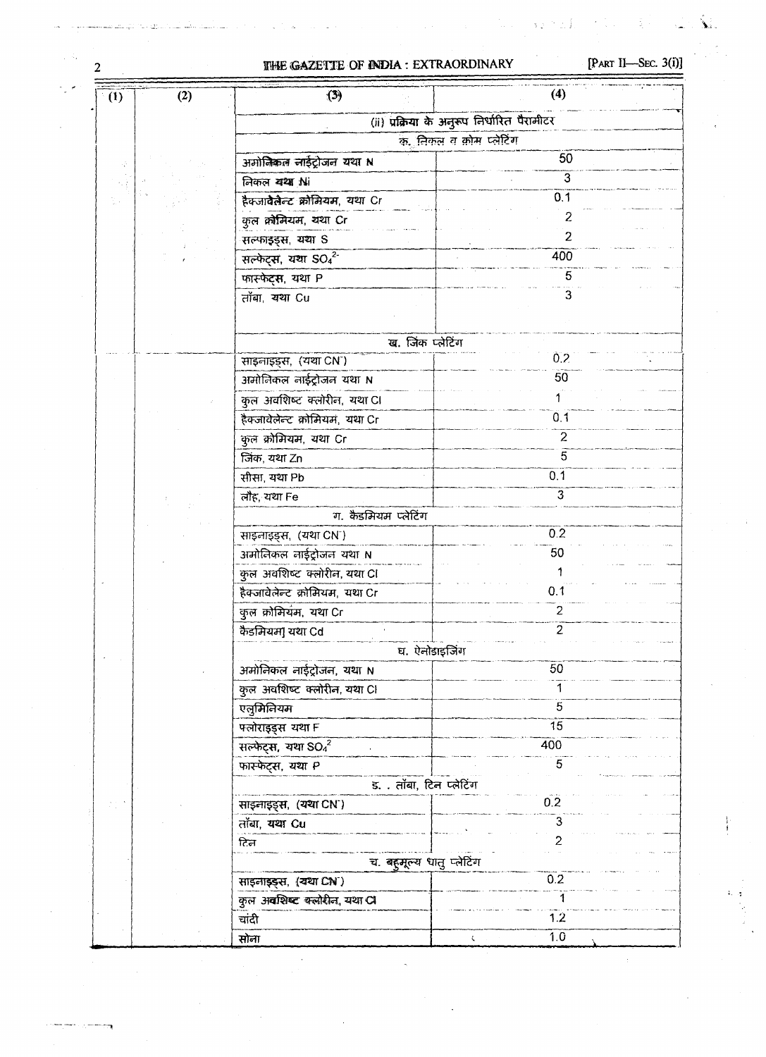| (1) | (2) | (3) | (4) |
|---|---|---|---|
| | | (ii) प्रक्रिया के अनुरूप निर्धारित पैरामीटर | |
| | | क. निकल व क्रोम प्लेटिंग | |
| | | अमोनिकल नाईट्रोजन यथा N | 50 |
| | | निकल यथा Ni | 3 |
| | | हैक्जावेलेन्ट क्रोमियम, यथा Cr | 0.1 |
| | | कुल क्रोमियम, यथा Cr | 2 |
| | | सल्फाइड्स, यथा S | 2 |
| | | सल्फेट्स, यथा $SO_4^{2-}$ | 400 |
| | | फास्फेट्स, यथा P | 5 |
| | | ताँबा, यथा Cu | 3 |
| | | ख. जिंक प्लेटिंग | |
| | | साइनाइड्स, (यथा $CN^-$) | 0.2 |
| | | अमोनिकल नाईट्रोजन यथा N | 50 |
| | | कुल अवशिष्ट क्लोरीन, यथा Cl | 1 |
| | | हैक्जावेलेन्ट क्रोमियम, यथा Cr | 0.1 |
| | | कुल क्रोमियम, यथा Cr | 2 |
| | | जिंक, यथा Zn | 5 |
| | | सीसा, यथा Pb | 0.1 |
| | | लौह, यथा Fe | 3 |
| | | ग. कैडमियम प्लेटिंग | |
| | | साइनाइड्स, (यथा $CN^-$) | 0.2 |
| | | अमोनिकल नाईट्रोजन यथा N | 50 |
| | | कुल अवशिष्ट क्लोरीन, यथा Cl | 1 |
| | | हैक्जावेलेन्ट क्रोमियम, यथा Cr | 0.1 |
| | | कुल क्रोमियम, यथा Cr | 2 |
| | | कैडमियम] यथा Cd | 2 |
| | | घ. ऐनोडाइजिंग | |
| | | अमोनिकल नाईट्रोजन, यथा N | 50 |
| | | कुल अवशिष्ट क्लोरीन, यथा Cl | 1 |
| | | एलुमिनियम | 5 |
| | | फ्लोराइड्स यथा F | 15 |
| | | सल्फेट्स, यथा $SO_4^{2}$ | 400 |
| | | फास्फेट्स, यथा P | 5 |
| | | ङ. . ताँबा, टिन प्लेटिंग | |
| | | साइनाइड्स, (यथा $CN^-$) | 0.2 |
| | | ताँबा, यथा Cu | 3 |
| | | टिन | 2 |
| | | च. बहुमूल्य धातु प्लेटिंग | |
| | | साइनाइड्स, (यथा $CN^-$) | 0.2 |
| | | कुल अवशिष्ट क्लोरीन, यथा Cl | 1 |
| | | चांदी | 1.2 |
| | | सोना | 1.0 |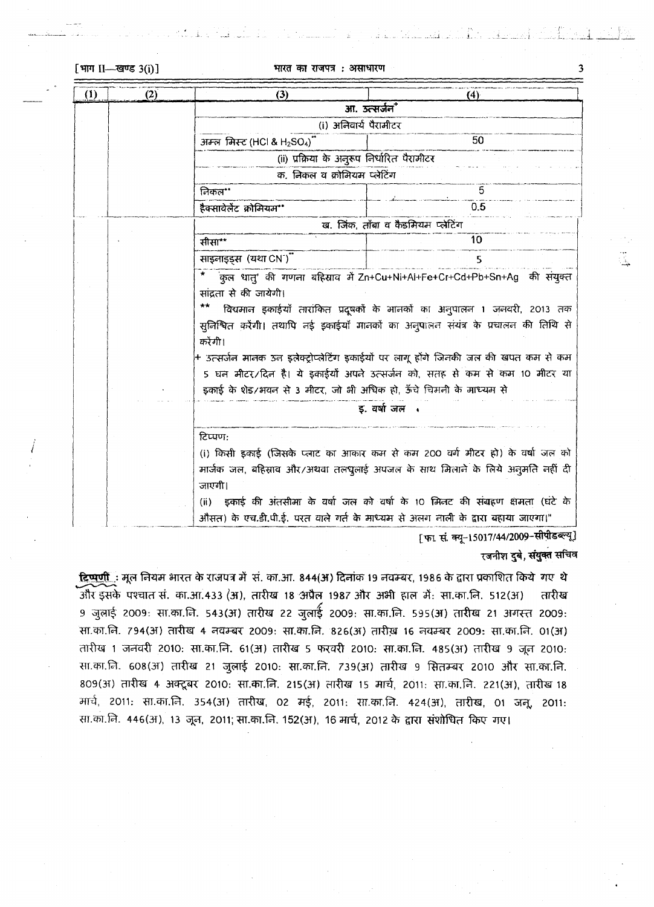| (1) | (2) | (3) | (4) |
|---|---|---|---|
| | | आ. उत्सर्जन+ | |
| | | (i) अनिवार्य पैरामीटर | |
| | | अम्ल मिस्ट (HCl & $H_2SO_4$)** | 50 |
| | | (ii) प्रक्रिया के अनुरूप निर्धारित पैरामीटर | |
| | | क. निकल व क्रोमियम प्लेटिंग | |
| | | निकल** | 5 |
| | | हैक्सावेलेंट क्रोमियम** | 0.5 |
| | | ख. जिंक, ताँबा व कैडमियम प्लेटिंग | |
| | | सीसा** | 10 |
| | | साइनाइड्स (यथा $CN^-$)** | 5 |
| | | * 'कुल धातु' की गणना बहिस्राव में Zn+Cu+Ni+Al+Fe+Cr+Cd+Pb+Sn+Ag की संयुक्त सांद्रता से की जायेगी। ** विद्यमान इकाईयाँ तारांकित प्रदूषकों के मानकों का अनुपालन 1 जनवरी, 2013 तक सुनिश्चित करेंगी। तथापि नई इकाईयाँ मानकों का अनुपालन संयंत्र के प्रचालन की तिथि से करेंगी। + उत्सर्जन मानक उन इलेक्ट्रोप्लेटिंग इकाईयों पर लागू होंगे जिनकी जल की खपत कम से कम 5 घन मीटर/दिन है। ये इकाईयाँ अपने उत्सर्जन को, सतह से कम से कम 10 मीटर या इकाई के शेड/भवन से 3 मीटर, जो भी अधिक हो, ऊँचे चिमनी के माध्यम से | |
| | | इ. वर्षा जल | |
| | | टिप्पण: (i) किसी इकाई (जिसके प्लाट का आकार कम से कम 200 वर्ग मीटर हो) के वर्षा जल को मार्जक जल, बहिस्राव और/अथवा तलधुलाई अपजल के साथ मिलाने के लिये अनुमति नहीं दी जाएगी। (ii) इकाई की अंतसीमा के वर्षा जल को वर्षा के 10 मिनट की संग्रहण क्षमता (घंटे के औसत) के एच.डी.पी.ई. परत वाले गर्त के माध्यम से अलग नाली के द्वारा बहाया जाएगा।" | |

[फा. सं. क्यू-15017/44/2009-सीपीडब्ल्यू]

**रजनीश दुबे, संयुक्त सचिव**

**टिप्पणी** : मूल नियम भारत के राजपत्र में सं. का.आ. 844(अ) दिनांक 19 नवम्बर, 1986 के द्वारा प्रकाशित किये गए थे और इसके पश्चात सं. का.आ.433 (अ), तारीख 18 अप्रैल 1987 और अभी हाल में: सा.का.नि. 512(अ) तारीख 9 जुलाई 2009: सा.का.नि. 543(अ) तारीख 22 जुलाई 2009: सा.का.नि. 595(अ) तारीख 21 अगस्त 2009: सा.का.नि. 794(अ) तारीख 4 नवम्बर 2009: सा.का.नि. 826(अ) तारीख 16 नवम्बर 2009: सा.का.नि. 01(अ) तारीख 1 जनवरी 2010: सा.का.नि. 61(अ) तारीख 5 फरवरी 2010: सा.का.नि. 485(अ) तारीख 9 जून 2010: सा.का.नि. 608(अ) तारीख 21 जुलाई 2010: सा.का.नि. 739(अ) तारीख 9 सितम्बर 2010 और सा.का.नि. 809(अ) तारीख 4 अक्टूबर 2010: सा.का.नि. 215(अ) तारीख 15 मार्च, 2011: सा.का.नि. 221(अ), तारीख 18 मार्च, 2011: सा.का.नि. 354(अ) तारीख, 02 मई, 2011: सा.का.नि. 424(अ), तारीख, 01 जून, 2011: सा.का.नि. 446(अ), 13 जून, 2011; सा.का.नि. 152(अ), 16 मार्च, 2012 के द्वारा संशोधित किए गए।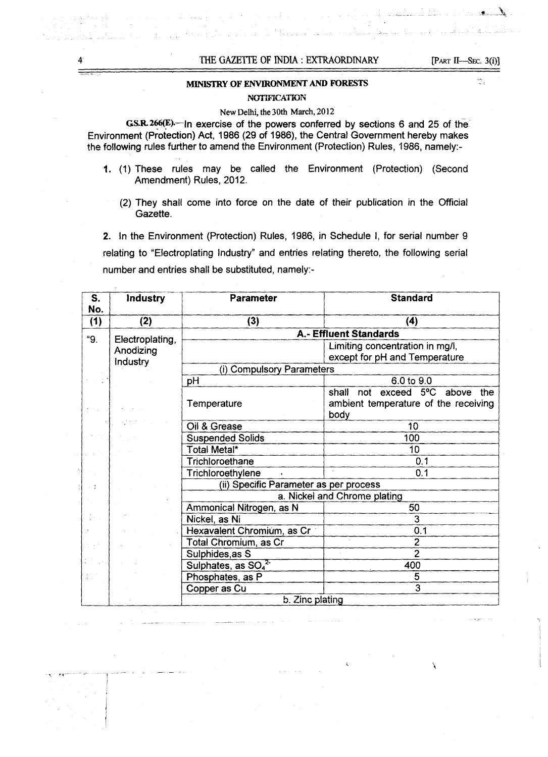## MINISTRY OF ENVIRONMENT AND FORESTS

### NOTIFICATION

New Delhi, the 30th March, 2012

**G.S.R. 266(E).**—In exercise of the powers conferred by sections 6 and 25 of the Environment (Protection) Act, 1986 (29 of 1986), the Central Government hereby makes the following rules further to amend the Environment (Protection) Rules, 1986, namely:-

1. (1) These rules may be called the Environment (Protection) (Second Amendment) Rules, 2012.

   (2) They shall come into force on the date of their publication in the Official Gazette.

2. In the Environment (Protection) Rules, 1986, in Schedule I, for serial number 9 relating to "Electroplating Industry" and entries relating thereto, the following serial number and entries shall be substituted, namely:-

| S. No. | Industry | Parameter | Standard |
|---|---|---|---|
| (1) | (2) | (3) | (4) |
| "9. | Electroplating, Anodizing Industry | **A.- Effluent Standards** | |
| | | | Limiting concentration in mg/l, except for pH and Temperature |
| | | (i) Compulsory Parameters | |
| | | pH | 6.0 to 9.0 |
| | | Temperature | shall not exceed 5°C above the ambient temperature of the receiving body |
| | | Oil & Grease | 10 |
| | | Suspended Solids | 100 |
| | | Total Metal* | 10 |
| | | Trichloroethane | 0.1 |
| | | Trichloroethylene | 0.1 |
| | | (ii) Specific Parameter as per process | |
| | | a. Nickel and Chrome plating | |
| | | Ammonical Nitrogen, as N | 50 |
| | | Nickel, as Ni | 3 |
| | | Hexavalent Chromium, as Cr | 0.1 |
| | | Total Chromium, as Cr | 2 |
| | | Sulphides, as S | 2 |
| | | Sulphates, as $SO_4^{2-}$ | 400 |
| | | Phosphates, as P | 5 |
| | | Copper as Cu | 3 |
| | | b. Zinc plating | |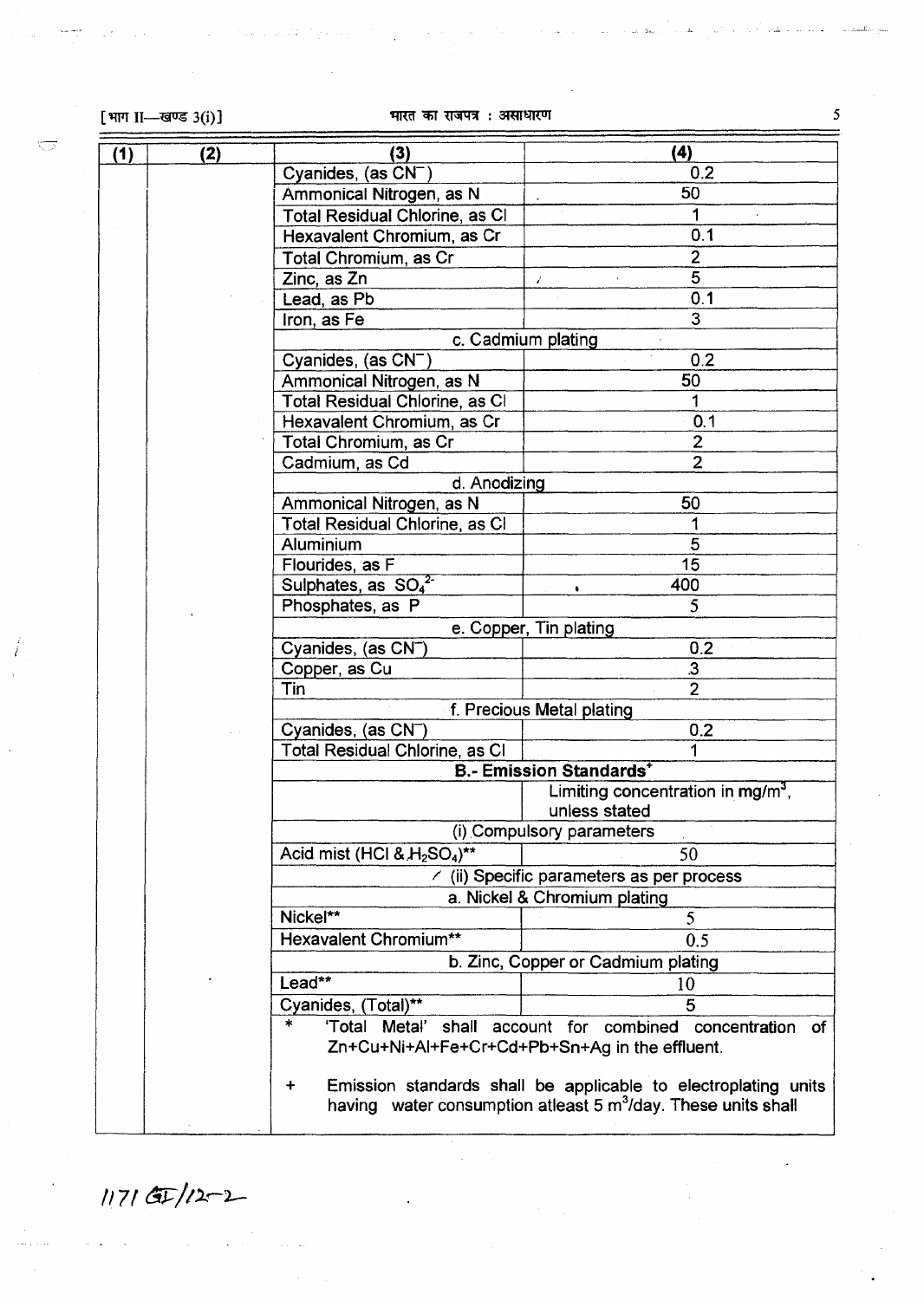| (1) | (2) | (3) | (4) |
|---|---|---|---|
| | | Cyanides, (as $CN^-$) | 0.2 |
| | | Ammonical Nitrogen, as N | 50 |
| | | Total Residual Chlorine, as Cl | 1 |
| | | Hexavalent Chromium, as Cr | 0.1 |
| | | Total Chromium, as Cr | 2 |
| | | Zinc, as Zn | 5 |
| | | Lead, as Pb | 0.1 |
| | | Iron, as Fe | 3 |
| | | c. Cadmium plating | |
| | | Cyanides, (as $CN^-$) | 0.2 |
| | | Ammonical Nitrogen, as N | 50 |
| | | Total Residual Chlorine, as Cl | 1 |
| | | Hexavalent Chromium, as Cr | 0.1 |
| | | Total Chromium, as Cr | 2 |
| | | Cadmium, as Cd | 2 |
| | | d. Anodizing | |
| | | Ammonical Nitrogen, as N | 50 |
| | | Total Residual Chlorine, as Cl | 1 |
| | | Aluminium | 5 |
| | | Flourides, as F | 15 |
| | | Sulphates, as $SO_4^{2-}$ | 400 |
| | | Phosphates, as P | 5 |
| | | e. Copper, Tin plating | |
| | | Cyanides, (as $CN^-$) | 0.2 |
| | | Copper, as Cu | 3 |
| | | Tin | 2 |
| | | f. Precious Metal plating | |
| | | Cyanides, (as $CN^-$) | 0.2 |
| | | Total Residual Chlorine, as Cl | 1 |
| | | **B.- Emission Standards+** | |
| | | | Limiting concentration in $mg/m^3$, unless stated |
| | | (i) Compulsory parameters | |
| | | Acid mist (HCl & $H_2SO_4$)** | 50 |
| | | (ii) Specific parameters as per process | |
| | | a. Nickel & Chromium plating | |
| | | Nickel** | 5 |
| | | Hexavalent Chromium** | 0.5 |
| | | b. Zinc, Copper or Cadmium plating | |
| | | Lead** | 10 |
| | | Cyanides, (Total)** | 5 |
| | | * 'Total Metal' shall account for combined concentration of Zn+Cu+Ni+Al+Fe+Cr+Cd+Pb+Sn+Ag in the effluent. + Emission standards shall be applicable to electroplating units having water consumption atleast 5 $m^3$/day. These units shall | |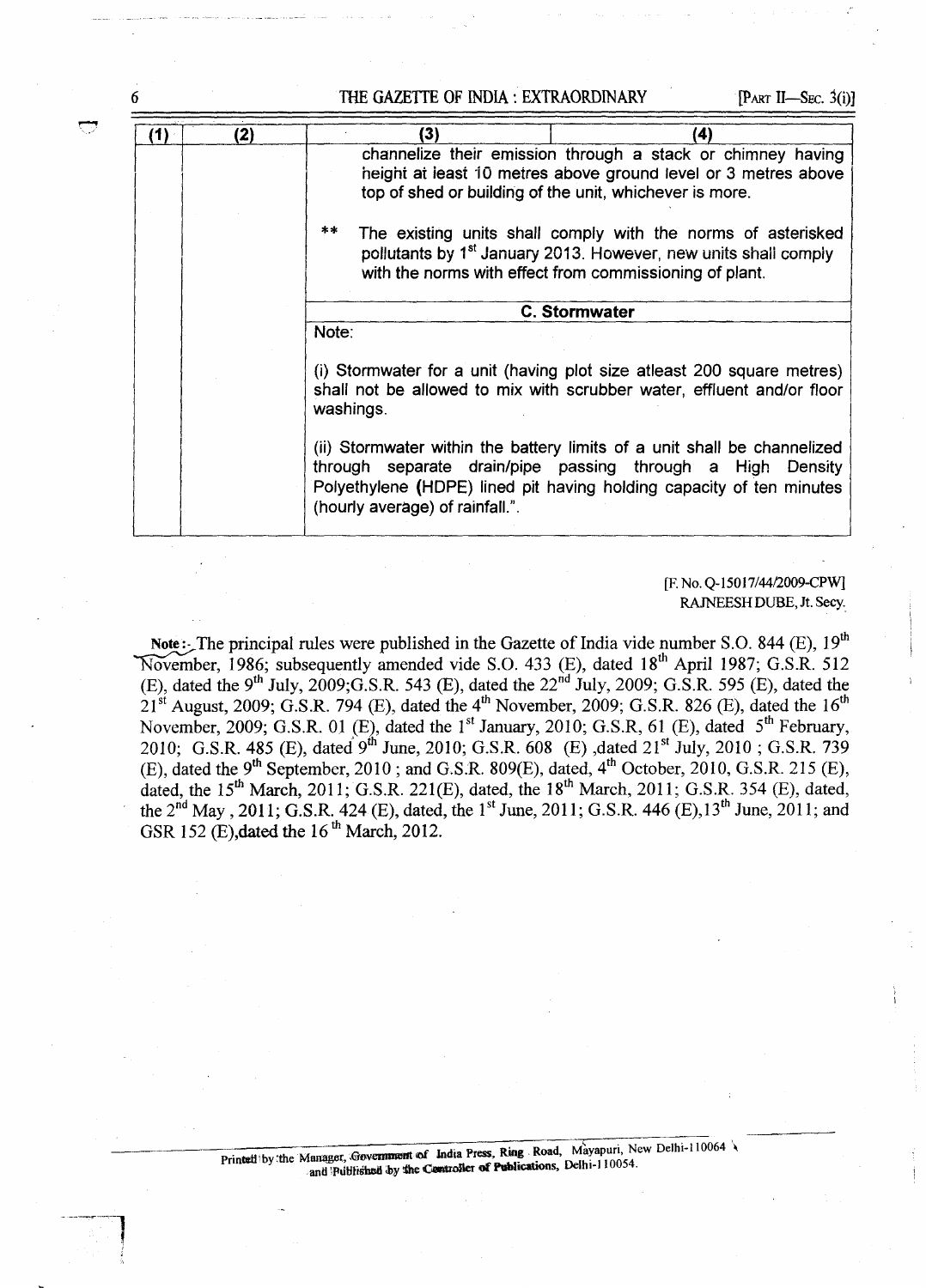| (1) | (2) | (3) | (4) |
|---|---|---|---|
| | | channelize their emission through a stack or chimney having height at least 10 metres above ground level or 3 metres above top of shed or building of the unit, whichever is more.<br><br>** The existing units shall comply with the norms of asterisked pollutants by 1st January 2013. However, new units shall comply with the norms with effect from commissioning of plant. | |
| | | **C. Stormwater** | |
| | | Note:<br><br>(i) Stormwater for a unit (having plot size atleast 200 square metres) shall not be allowed to mix with scrubber water, effluent and/or floor washings.<br><br>(ii) Stormwater within the battery limits of a unit shall be channelized through separate drain/pipe passing through a High Density Polyethylene (HDPE) lined pit having holding capacity of ten minutes (hourly average) of rainfall.". | |

[F. No. Q-15017/44/2009-CPW]
RAJNEESH DUBE, Jt. Secy.

**Note :-** The principal rules were published in the Gazette of India vide number S.O. 844 (E), 19th November, 1986; subsequently amended vide S.O. 433 (E), dated 18th April 1987; G.S.R. 512 (E), dated the 9th July, 2009;G.S.R. 543 (E), dated the 22nd July, 2009; G.S.R. 595 (E), dated the 21st August, 2009; G.S.R. 794 (E), dated the 4th November, 2009; G.S.R. 826 (E), dated the 16th November, 2009; G.S.R. 01 (E), dated the 1st January, 2010; G.S.R, 61 (E), dated 5th February, 2010; G.S.R. 485 (E), dated 9th June, 2010; G.S.R. 608 (E) ,dated 21st July, 2010 ; G.S.R. 739 (E), dated the 9th September, 2010 ; and G.S.R. 809(E), dated, 4th October, 2010, G.S.R. 215 (E), dated, the 15th March, 2011; G.S.R. 221(E), dated, the 18th March, 2011; G.S.R. 354 (E), dated, the 2nd May , 2011; G.S.R. 424 (E), dated, the 1st June, 2011; G.S.R. 446 (E),13th June, 2011; and GSR 152 (E),dated the 16 th March, 2012.

Printed by the Manager, Government of India Press, Ring Road, Mayapuri, New Delhi-110064 and Published by the Controller of Publications, Delhi-110054.